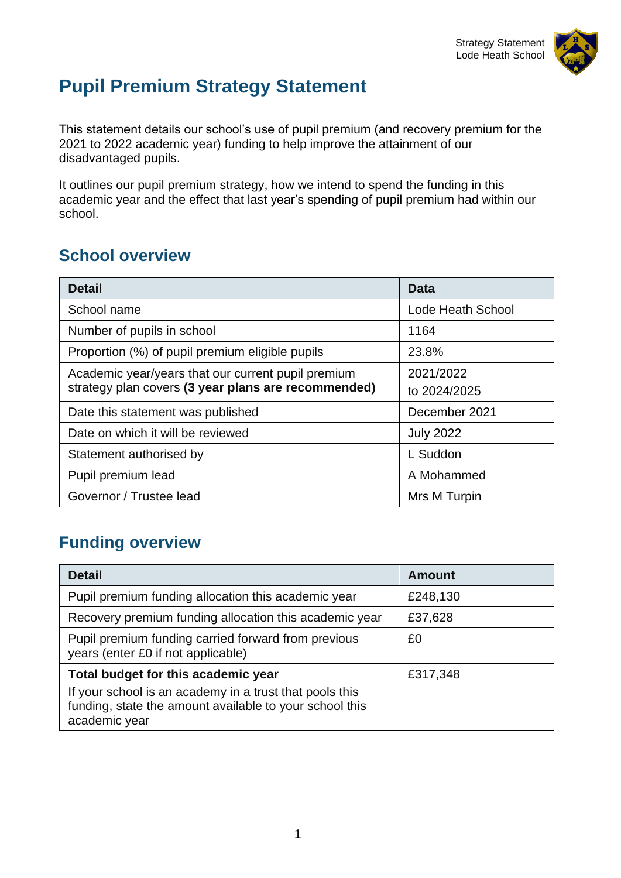# Pupil Premium Strategy Statement

This statement details our school's use of pupil premium (and recovery premium for the 2021 to 2022 academic year) funding to help improve the attainment of our disadvantaged pupils.

It outlines our pupil premium strategy, how we intend to spend the funding in this academic year and the effect that last year's spending of pupil premium had within our school.

## School overview

| Detail | Data |
|---|---|
| School name | Lode Heath School |
| Number of pupils in school | 1164 |
| Proportion (%) of pupil premium eligible pupils | 23.8% |
| Academic year/years that our current pupil premium strategy plan covers **(3 year plans are recommended)** | 2021/2022 to 2024/2025 |
| Date this statement was published | December 2021 |
| Date on which it will be reviewed | July 2022 |
| Statement authorised by | L Suddon |
| Pupil premium lead | A Mohammed |
| Governor / Trustee lead | Mrs M Turpin |

## Funding overview

| Detail | Amount |
|---|---|
| Pupil premium funding allocation this academic year | £248,130 |
| Recovery premium funding allocation this academic year | £37,628 |
| Pupil premium funding carried forward from previous years (enter £0 if not applicable) | £0 |
| **Total budget for this academic year** If your school is an academy in a trust that pools this funding, state the amount available to your school this academic year | £317,348 |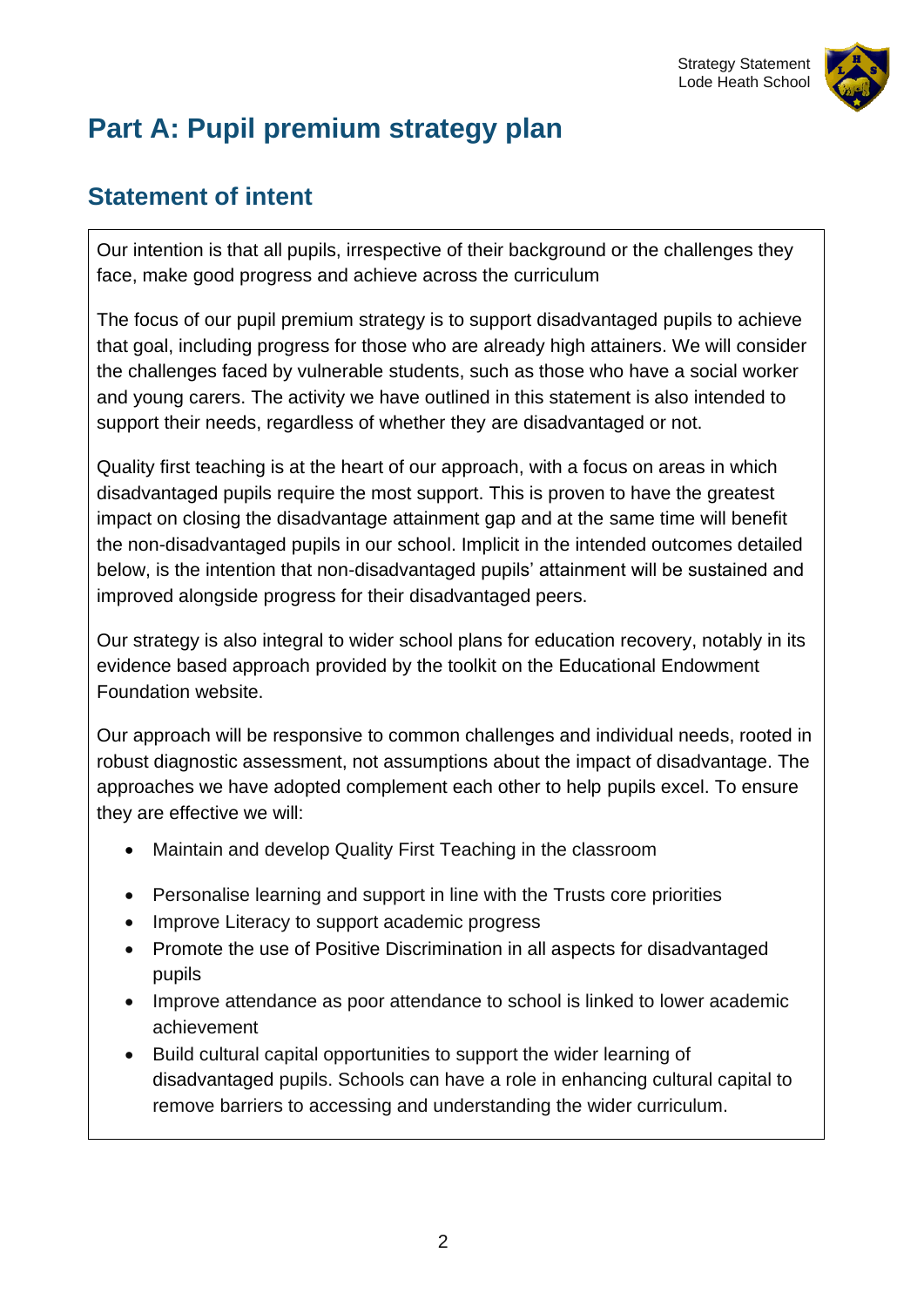# Part A: Pupil premium strategy plan

## Statement of intent

Our intention is that all pupils, irrespective of their background or the challenges they face, make good progress and achieve across the curriculum

The focus of our pupil premium strategy is to support disadvantaged pupils to achieve that goal, including progress for those who are already high attainers. We will consider the challenges faced by vulnerable students, such as those who have a social worker and young carers. The activity we have outlined in this statement is also intended to support their needs, regardless of whether they are disadvantaged or not.

Quality first teaching is at the heart of our approach, with a focus on areas in which disadvantaged pupils require the most support. This is proven to have the greatest impact on closing the disadvantage attainment gap and at the same time will benefit the non-disadvantaged pupils in our school. Implicit in the intended outcomes detailed below, is the intention that non-disadvantaged pupils' attainment will be sustained and improved alongside progress for their disadvantaged peers.

Our strategy is also integral to wider school plans for education recovery, notably in its evidence based approach provided by the toolkit on the Educational Endowment Foundation website.

Our approach will be responsive to common challenges and individual needs, rooted in robust diagnostic assessment, not assumptions about the impact of disadvantage. The approaches we have adopted complement each other to help pupils excel. To ensure they are effective we will:

- Maintain and develop Quality First Teaching in the classroom
- Personalise learning and support in line with the Trusts core priorities
- Improve Literacy to support academic progress
- Promote the use of Positive Discrimination in all aspects for disadvantaged pupils
- Improve attendance as poor attendance to school is linked to lower academic achievement
- Build cultural capital opportunities to support the wider learning of disadvantaged pupils. Schools can have a role in enhancing cultural capital to remove barriers to accessing and understanding the wider curriculum.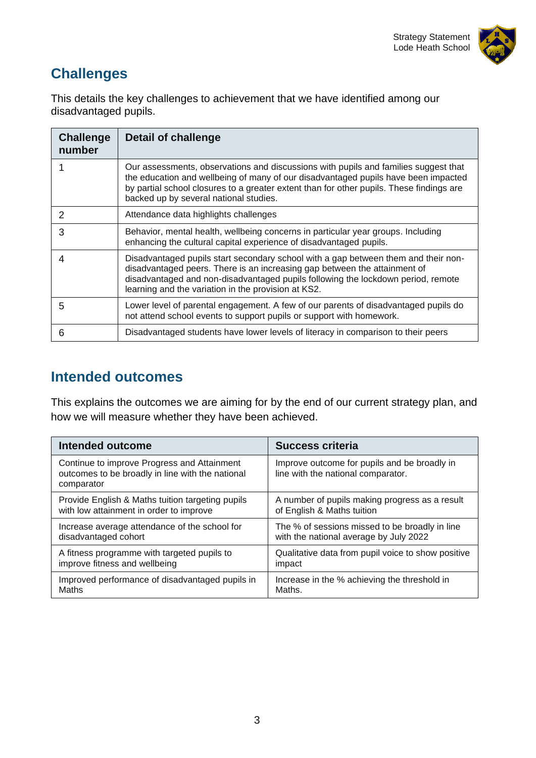## Challenges

This details the key challenges to achievement that we have identified among our disadvantaged pupils.

| Challenge number | Detail of challenge |
|---|---|
| 1 | Our assessments, observations and discussions with pupils and families suggest that the education and wellbeing of many of our disadvantaged pupils have been impacted by partial school closures to a greater extent than for other pupils. These findings are backed up by several national studies. |
| 2 | Attendance data highlights challenges |
| 3 | Behavior, mental health, wellbeing concerns in particular year groups. Including enhancing the cultural capital experience of disadvantaged pupils. |
| 4 | Disadvantaged pupils start secondary school with a gap between them and their non-disadvantaged peers. There is an increasing gap between the attainment of disadvantaged and non-disadvantaged pupils following the lockdown period, remote learning and the variation in the provision at KS2. |
| 5 | Lower level of parental engagement. A few of our parents of disadvantaged pupils do not attend school events to support pupils or support with homework. |
| 6 | Disadvantaged students have lower levels of literacy in comparison to their peers |

## Intended outcomes

This explains the outcomes we are aiming for by the end of our current strategy plan, and how we will measure whether they have been achieved.

| Intended outcome | Success criteria |
|---|---|
| Continue to improve Progress and Attainment outcomes to be broadly in line with the national comparator | Improve outcome for pupils and be broadly in line with the national comparator. |
| Provide English & Maths tuition targeting pupils with low attainment in order to improve | A number of pupils making progress as a result of English & Maths tuition |
| Increase average attendance of the school for disadvantaged cohort | The % of sessions missed to be broadly in line with the national average by July 2022 |
| A fitness programme with targeted pupils to improve fitness and wellbeing | Qualitative data from pupil voice to show positive impact |
| Improved performance of disadvantaged pupils in Maths | Increase in the % achieving the threshold in Maths. |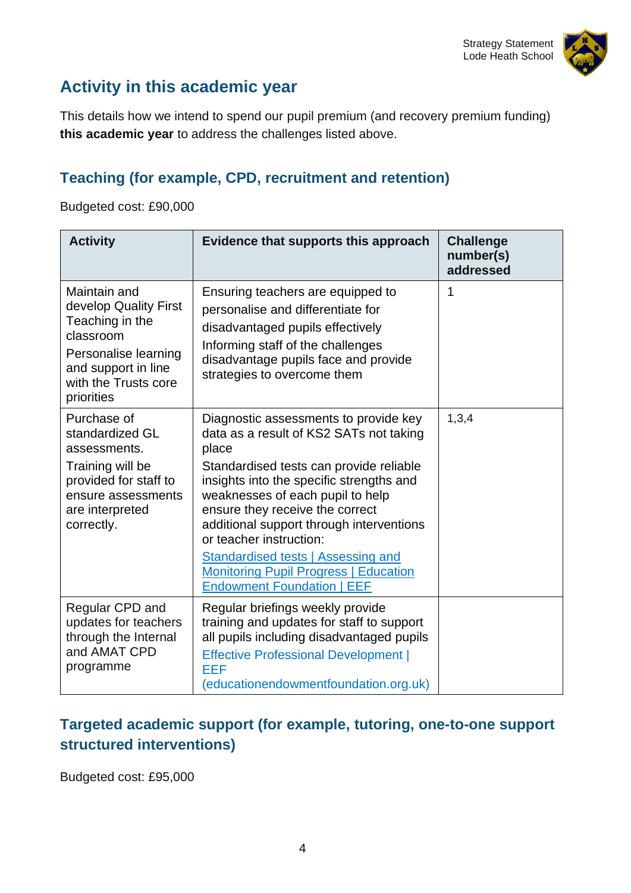## Activity in this academic year

This details how we intend to spend our pupil premium (and recovery premium funding) **this academic year** to address the challenges listed above.

### Teaching (for example, CPD, recruitment and retention)

Budgeted cost: £90,000

| Activity | Evidence that supports this approach | Challenge number(s) addressed |
|---|---|---|
| Maintain and develop Quality First Teaching in the classroom<br><br>Personalise learning and support in line with the Trusts core priorities | Ensuring teachers are equipped to personalise and differentiate for disadvantaged pupils effectively<br><br>Informing staff of the challenges disadvantage pupils face and provide strategies to overcome them | 1 |
| Purchase of standardized GL assessments.<br><br>Training will be provided for staff to ensure assessments are interpreted correctly. | Diagnostic assessments to provide key data as a result of KS2 SATs not taking place<br><br>Standardised tests can provide reliable insights into the specific strengths and weaknesses of each pupil to help ensure they receive the correct additional support through interventions or teacher instruction:<br><br>[Standardised tests \| Assessing and Monitoring Pupil Progress \| Education Endowment Foundation \| EEF] | 1,3,4 |
| Regular CPD and updates for teachers through the Internal and AMAT CPD programme | Regular briefings weekly provide training and updates for staff to support all pupils including disadvantaged pupils<br><br>Effective Professional Development \| EEF (educationendowmentfoundation.org.uk) | |

### Targeted academic support (for example, tutoring, one-to-one support structured interventions)

Budgeted cost: £95,000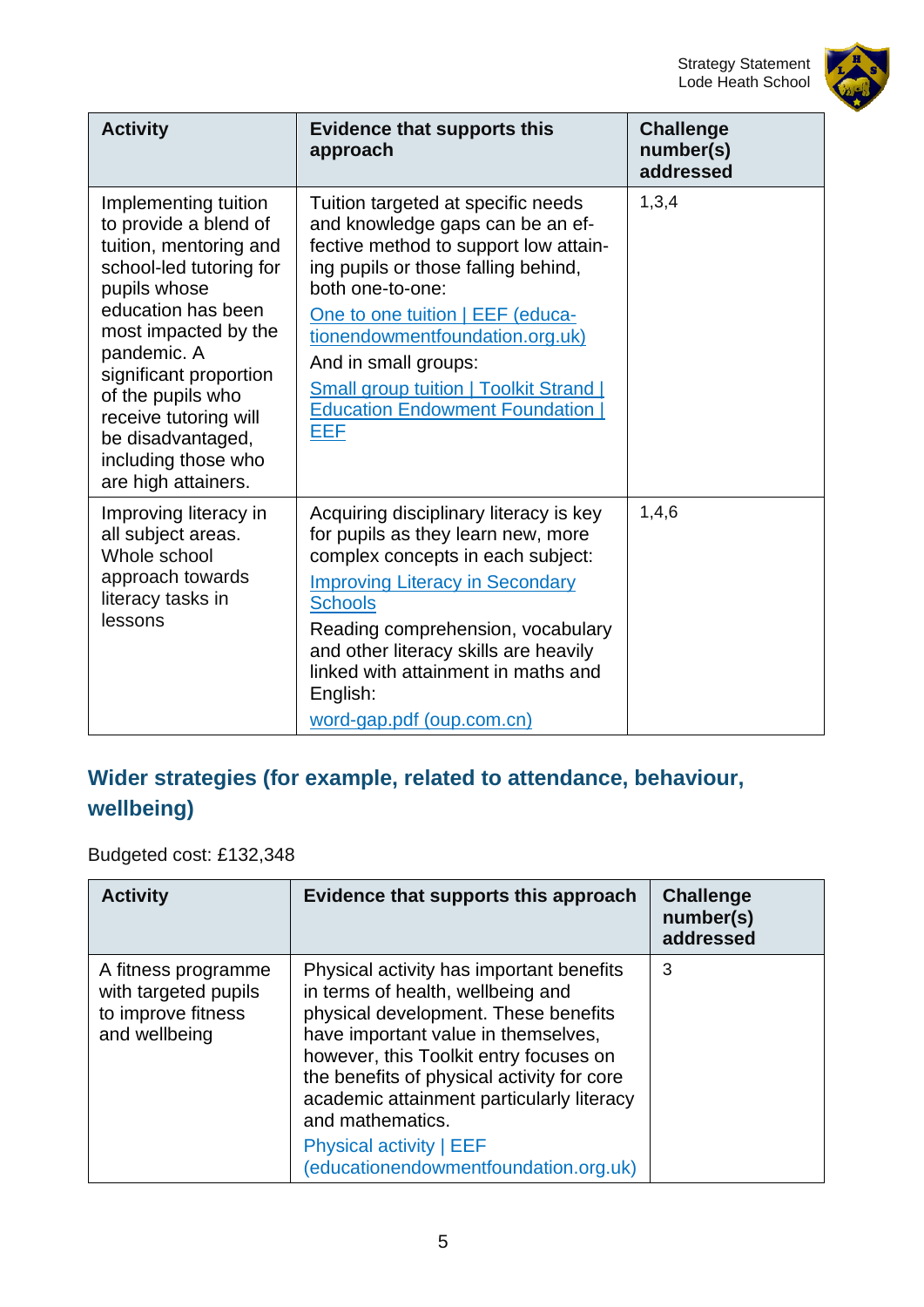| Activity | Evidence that supports this approach | Challenge number(s) addressed |
|---|---|---|
| Implementing tuition to provide a blend of tuition, mentoring and school-led tutoring for pupils whose education has been most impacted by the pandemic. A significant proportion of the pupils who receive tutoring will be disadvantaged, including those who are high attainers. | Tuition targeted at specific needs and knowledge gaps can be an effective method to support low attaining pupils or those falling behind, both one-to-one: [One to one tuition \| EEF (educationendowmentfoundation.org.uk)](#) And in small groups: [Small group tuition \| Toolkit Strand \| Education Endowment Foundation \| EEF](#) | 1,3,4 |
| Improving literacy in all subject areas. Whole school approach towards literacy tasks in lessons | Acquiring disciplinary literacy is key for pupils as they learn new, more complex concepts in each subject: [Improving Literacy in Secondary Schools](#) Reading comprehension, vocabulary and other literacy skills are heavily linked with attainment in maths and English: [word-gap.pdf (oup.com.cn)](#) | 1,4,6 |

## Wider strategies (for example, related to attendance, behaviour, wellbeing)

Budgeted cost: £132,348

| Activity | Evidence that supports this approach | Challenge number(s) addressed |
|---|---|---|
| A fitness programme with targeted pupils to improve fitness and wellbeing | Physical activity has important benefits in terms of health, wellbeing and physical development. These benefits have important value in themselves, however, this Toolkit entry focuses on the benefits of physical activity for core academic attainment particularly literacy and mathematics. [Physical activity \| EEF (educationendowmentfoundation.org.uk)](#) | 3 |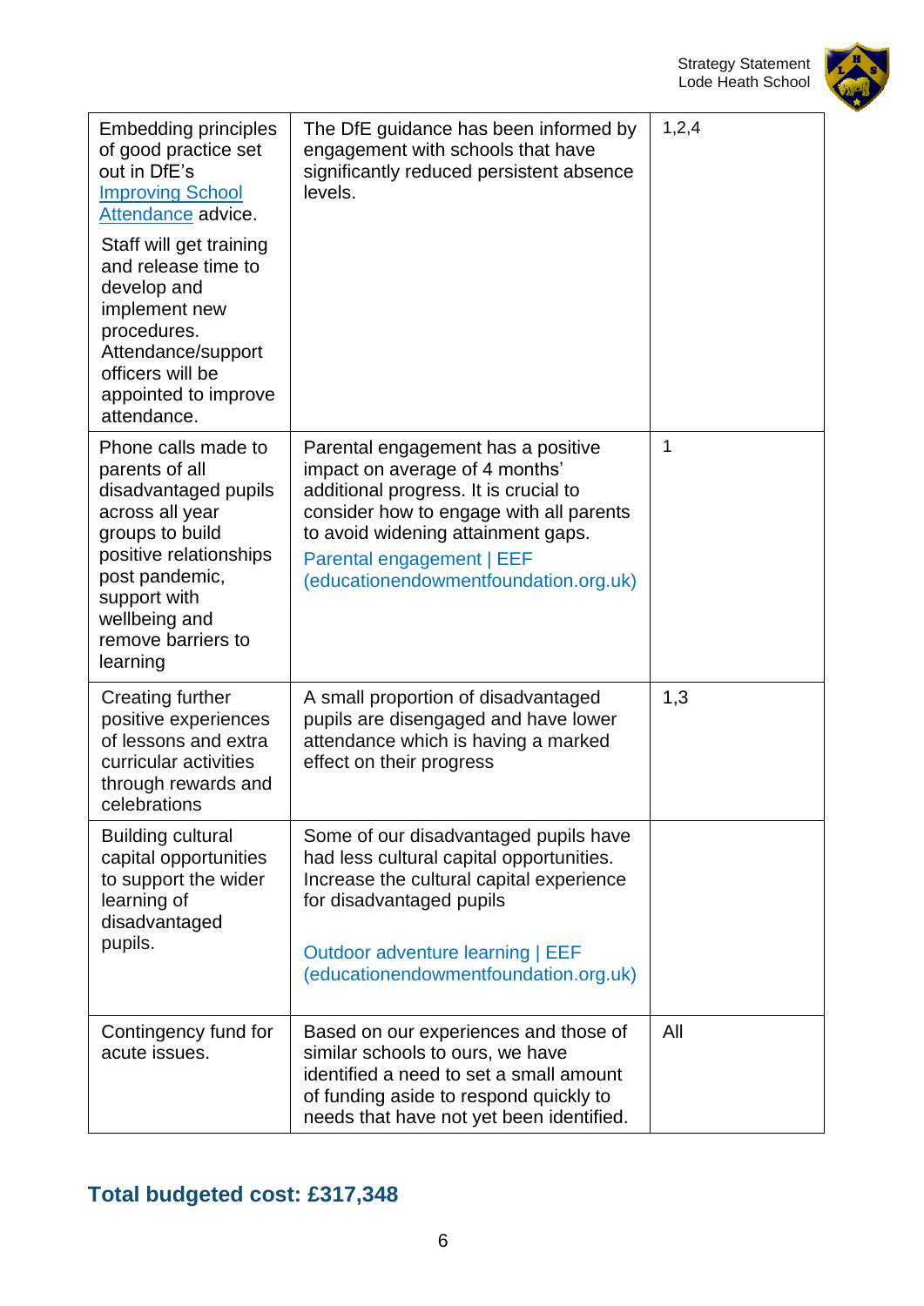| | | |
|---|---|---|
| Embedding principles of good practice set out in DfE's Improving School Attendance advice.<br><br>Staff will get training and release time to develop and implement new procedures. Attendance/support officers will be appointed to improve attendance. | The DfE guidance has been informed by engagement with schools that have significantly reduced persistent absence levels. | 1,2,4 |
| Phone calls made to parents of all disadvantaged pupils across all year groups to build positive relationships post pandemic, support with wellbeing and remove barriers to learning | Parental engagement has a positive impact on average of 4 months' additional progress. It is crucial to consider how to engage with all parents to avoid widening attainment gaps.<br>Parental engagement \| EEF (educationendowmentfoundation.org.uk) | 1 |
| Creating further positive experiences of lessons and extra curricular activities through rewards and celebrations | A small proportion of disadvantaged pupils are disengaged and have lower attendance which is having a marked effect on their progress | 1,3 |
| Building cultural capital opportunities to support the wider learning of disadvantaged pupils. | Some of our disadvantaged pupils have had less cultural capital opportunities. Increase the cultural capital experience for disadvantaged pupils<br><br>Outdoor adventure learning \| EEF (educationendowmentfoundation.org.uk) | |
| Contingency fund for acute issues. | Based on our experiences and those of similar schools to ours, we have identified a need to set a small amount of funding aside to respond quickly to needs that have not yet been identified. | All |

## Total budgeted cost: £317,348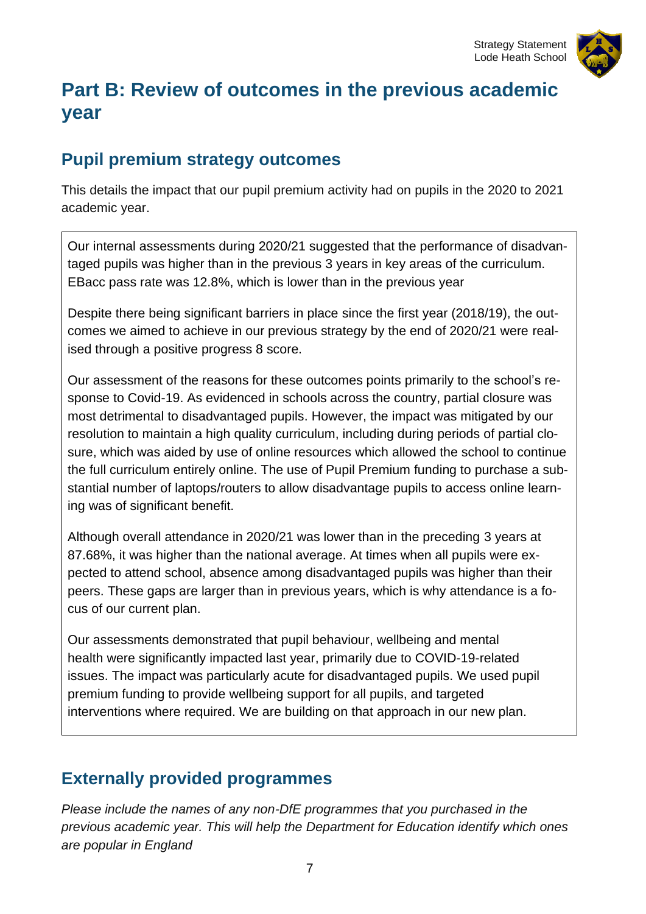# Part B: Review of outcomes in the previous academic year

## Pupil premium strategy outcomes

This details the impact that our pupil premium activity had on pupils in the 2020 to 2021 academic year.

Our internal assessments during 2020/21 suggested that the performance of disadvantaged pupils was higher than in the previous 3 years in key areas of the curriculum. EBacc pass rate was 12.8%, which is lower than in the previous year

Despite there being significant barriers in place since the first year (2018/19), the outcomes we aimed to achieve in our previous strategy by the end of 2020/21 were realised through a positive progress 8 score.

Our assessment of the reasons for these outcomes points primarily to the school's response to Covid-19. As evidenced in schools across the country, partial closure was most detrimental to disadvantaged pupils. However, the impact was mitigated by our resolution to maintain a high quality curriculum, including during periods of partial closure, which was aided by use of online resources which allowed the school to continue the full curriculum entirely online. The use of Pupil Premium funding to purchase a substantial number of laptops/routers to allow disadvantage pupils to access online learning was of significant benefit.

Although overall attendance in 2020/21 was lower than in the preceding 3 years at 87.68%, it was higher than the national average. At times when all pupils were expected to attend school, absence among disadvantaged pupils was higher than their peers. These gaps are larger than in previous years, which is why attendance is a focus of our current plan.

Our assessments demonstrated that pupil behaviour, wellbeing and mental health were significantly impacted last year, primarily due to COVID-19-related issues. The impact was particularly acute for disadvantaged pupils. We used pupil premium funding to provide wellbeing support for all pupils, and targeted interventions where required. We are building on that approach in our new plan.

## Externally provided programmes

*Please include the names of any non-DfE programmes that you purchased in the previous academic year. This will help the Department for Education identify which ones are popular in England*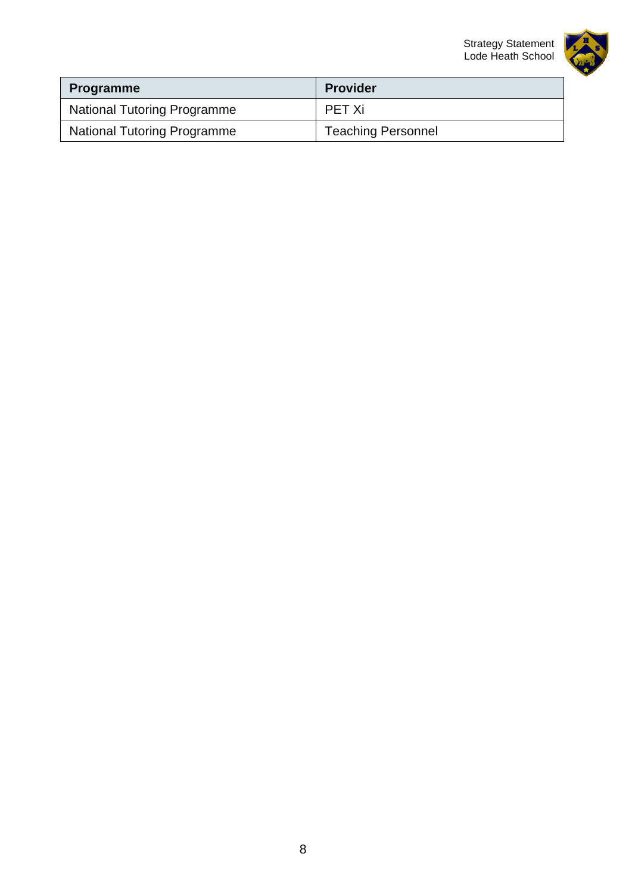| Programme | Provider |
| --- | --- |
| National Tutoring Programme | PET Xi |
| National Tutoring Programme | Teaching Personnel |